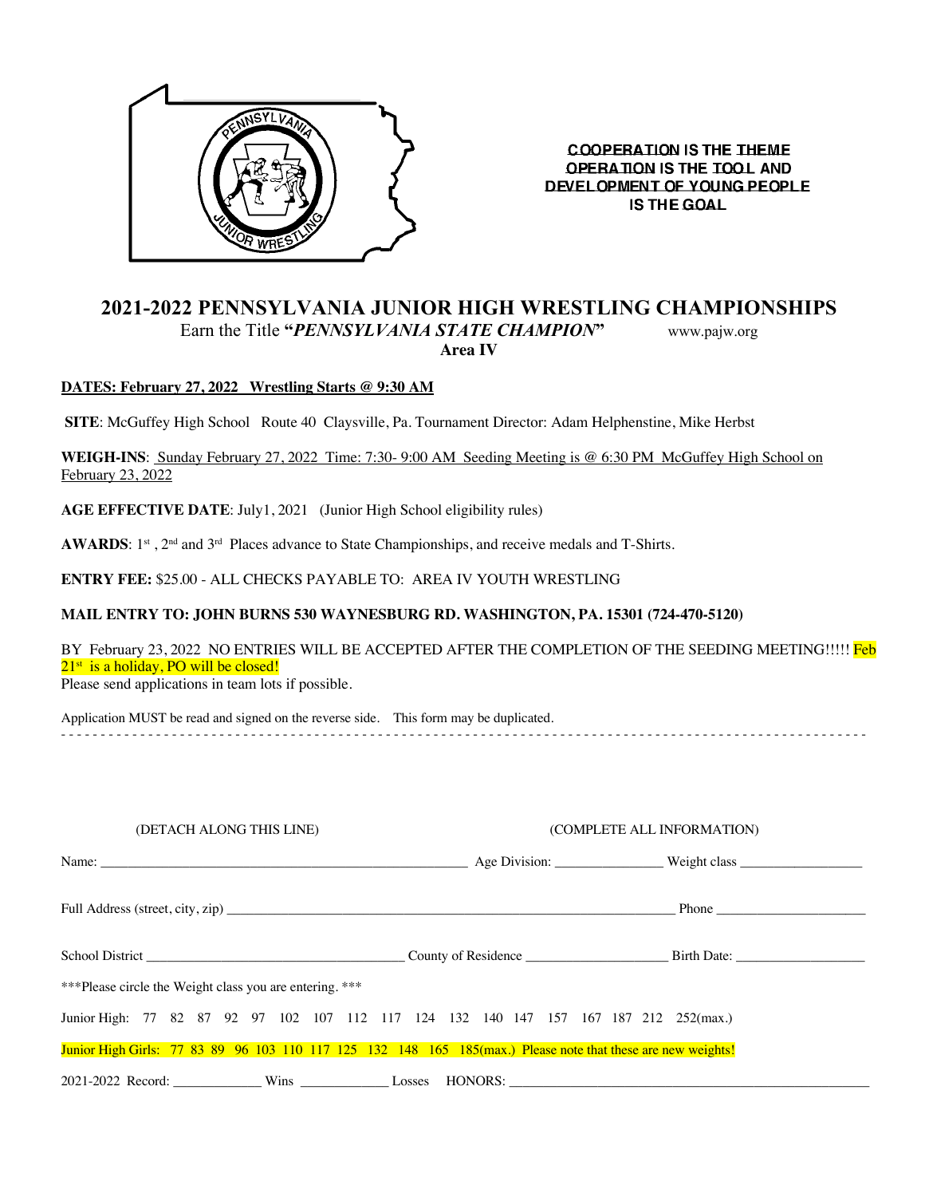**COOPERATION IS THE THEME**
**OPERATION IS THE TOOL AND**
**DEVELOPMENT OF YOUNG PEOPLE**
**IS THE GOAL**

# 2021-2022 PENNSYLVANIA JUNIOR HIGH WRESTLING CHAMPIONSHIPS

Earn the Title **"*PENNSYLVANIA STATE CHAMPION*"** www.pajw.org

**Area IV**

**DATES: February 27, 2022 Wrestling Starts @ 9:30 AM**

**SITE**: McGuffey High School Route 40 Claysville, Pa. Tournament Director: Adam Helphenstine, Mike Herbst

**WEIGH-INS**: Sunday February 27, 2022 Time: 7:30- 9:00 AM Seeding Meeting is @ 6:30 PM McGuffey High School on February 23, 2022

**AGE EFFECTIVE DATE**: July1, 2021 (Junior High School eligibility rules)

**AWARDS**: 1st , 2nd and 3rd Places advance to State Championships, and receive medals and T-Shirts.

**ENTRY FEE:** $25.00 - ALL CHECKS PAYABLE TO: AREA IV YOUTH WRESTLING

**MAIL ENTRY TO: JOHN BURNS 530 WAYNESBURG RD. WASHINGTON, PA. 15301 (724-470-5120)**

BY February 23, 2022 NO ENTRIES WILL BE ACCEPTED AFTER THE COMPLETION OF THE SEEDING MEETING!!!!! Feb 21st is a holiday, PO will be closed!
Please send applications in team lots if possible.

Application MUST be read and signed on the reverse side. This form may be duplicated.

- - - - - - - - - - - - - - - - - - - - - - - - - - - - - - - - - - - - - - - - - - - - - - - - - - - - - - - - - - - - - - - -

(DETACH ALONG THIS LINE) (COMPLETE ALL INFORMATION)

Name: ______________________________ Age Division: ____________ Weight class ______________

Full Address (street, city, zip) ______________________________________ Phone _______________

School District ________________________ County of Residence ______________ Birth Date: ______________

***Please circle the Weight class you are entering. ***

Junior High: 77 82 87 92 97 102 107 112 117 124 132 140 147 157 167 187 212 252(max.)

Junior High Girls: 77 83 89 96 103 110 117 125 132 148 165 185(max.) Please note that these are new weights!

2021-2022 Record: __________ Wins __________ Losses HONORS: ______________________________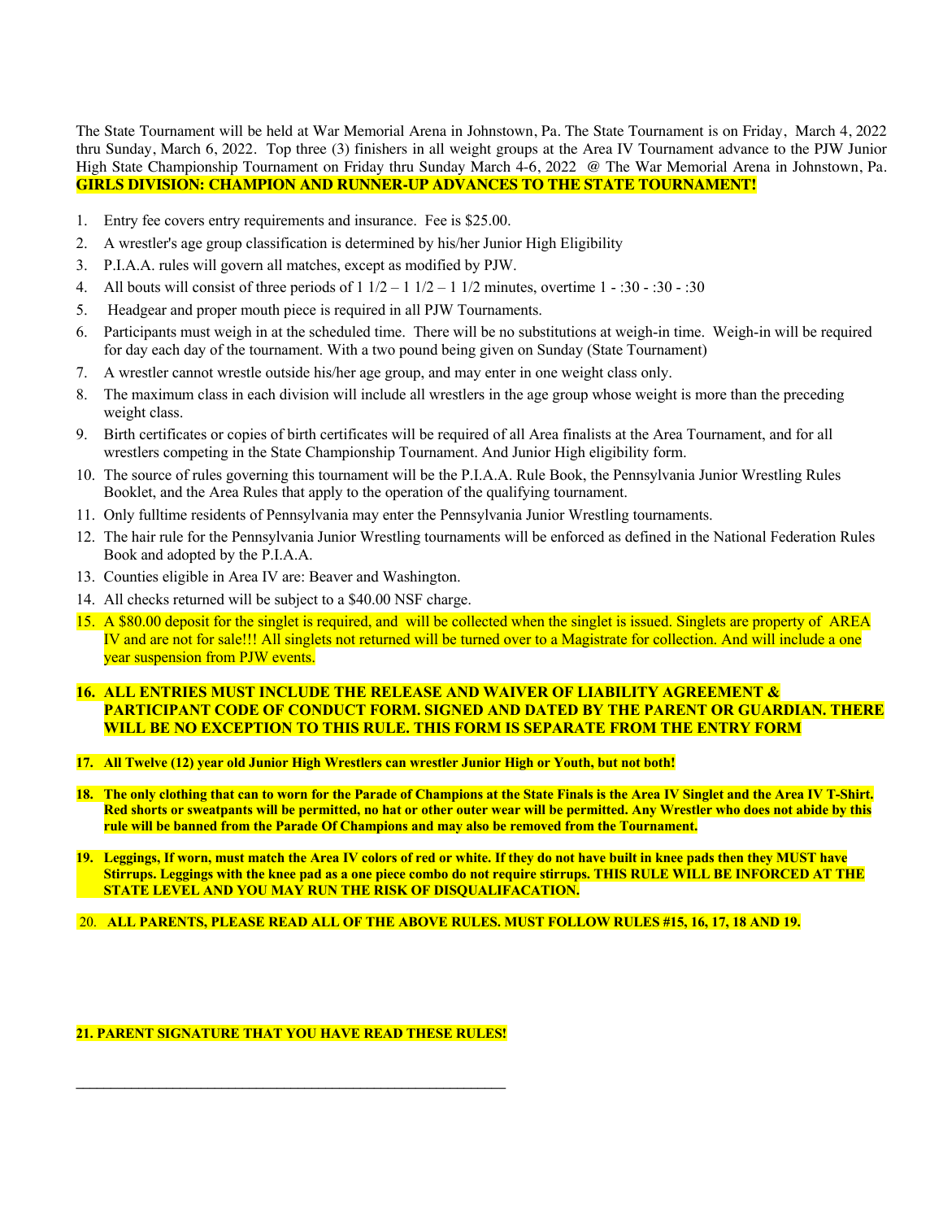The State Tournament will be held at War Memorial Arena in Johnstown, Pa. The State Tournament is on Friday, March 4, 2022 thru Sunday, March 6, 2022. Top three (3) finishers in all weight groups at the Area IV Tournament advance to the PJW Junior High State Championship Tournament on Friday thru Sunday March 4-6, 2022 @ The War Memorial Arena in Johnstown, Pa.
**GIRLS DIVISION: CHAMPION AND RUNNER-UP ADVANCES TO THE STATE TOURNAMENT!**

1. Entry fee covers entry requirements and insurance. Fee is $25.00.
2. A wrestler's age group classification is determined by his/her Junior High Eligibility
3. P.I.A.A. rules will govern all matches, except as modified by PJW.
4. All bouts will consist of three periods of 1 1/2 – 1 1/2 – 1 1/2 minutes, overtime 1 - :30 - :30 - :30
5. Headgear and proper mouth piece is required in all PJW Tournaments.
6. Participants must weigh in at the scheduled time. There will be no substitutions at weigh-in time. Weigh-in will be required for day each day of the tournament. With a two pound being given on Sunday (State Tournament)
7. A wrestler cannot wrestle outside his/her age group, and may enter in one weight class only.
8. The maximum class in each division will include all wrestlers in the age group whose weight is more than the preceding weight class.
9. Birth certificates or copies of birth certificates will be required of all Area finalists at the Area Tournament, and for all wrestlers competing in the State Championship Tournament. And Junior High eligibility form.
10. The source of rules governing this tournament will be the P.I.A.A. Rule Book, the Pennsylvania Junior Wrestling Rules Booklet, and the Area Rules that apply to the operation of the qualifying tournament.
11. Only fulltime residents of Pennsylvania may enter the Pennsylvania Junior Wrestling tournaments.
12. The hair rule for the Pennsylvania Junior Wrestling tournaments will be enforced as defined in the National Federation Rules Book and adopted by the P.I.A.A.
13. Counties eligible in Area IV are: Beaver and Washington.
14. All checks returned will be subject to a $40.00 NSF charge.
15. A $80.00 deposit for the singlet is required, and will be collected when the singlet is issued. Singlets are property of AREA IV and are not for sale!!! All singlets not returned will be turned over to a Magistrate for collection. And will include a one year suspension from PJW events.
16. **ALL ENTRIES MUST INCLUDE THE RELEASE AND WAIVER OF LIABILITY AGREEMENT & PARTICIPANT CODE OF CONDUCT FORM. SIGNED AND DATED BY THE PARENT OR GUARDIAN. THERE WILL BE NO EXCEPTION TO THIS RULE. THIS FORM IS SEPARATE FROM THE ENTRY FORM**
17. **All Twelve (12) year old Junior High Wrestlers can wrestler Junior High or Youth, but not both!**
18. **The only clothing that can to worn for the Parade of Champions at the State Finals is the Area IV Singlet and the Area IV T-Shirt. Red shorts or sweatpants will be permitted, no hat or other outer wear will be permitted. Any Wrestler who does not abide by this rule will be banned from the Parade Of Champions and may also be removed from the Tournament.**
19. **Leggings, If worn, must match the Area IV colors of red or white. If they do not have built in knee pads then they MUST have Stirrups. Leggings with the knee pad as a one piece combo do not require stirrups. THIS RULE WILL BE INFORCED AT THE STATE LEVEL AND YOU MAY RUN THE RISK OF DISQUALIFACATION.**
20. **ALL PARENTS, PLEASE READ ALL OF THE ABOVE RULES. MUST FOLLOW RULES #15, 16, 17, 18 AND 19.**

**21. PARENT SIGNATURE THAT YOU HAVE READ THESE RULES!**

\_\_\_\_\_\_\_\_\_\_\_\_\_\_\_\_\_\_\_\_\_\_\_\_\_\_\_\_\_\_\_\_\_\_\_\_\_\_\_\_\_\_\_\_\_\_\_\_\_\_\_\_